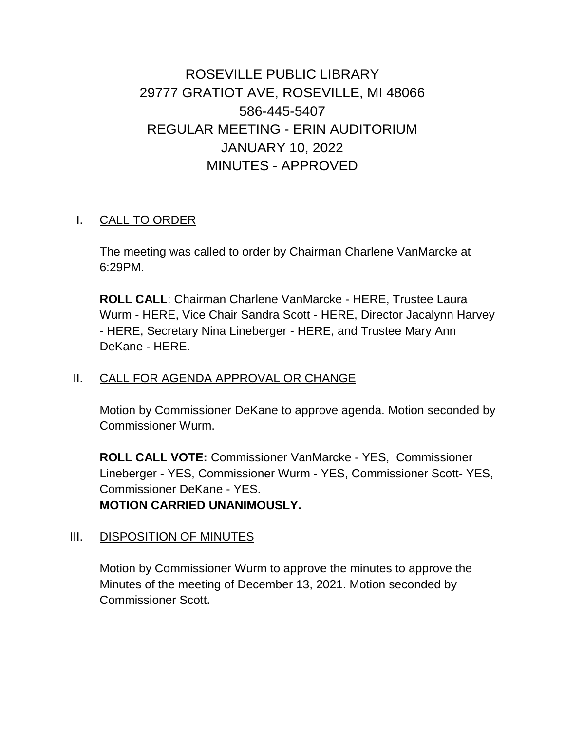# ROSEVILLE PUBLIC LIBRARY
# 29777 GRATIOT AVE, ROSEVILLE, MI 48066
# 586-445-5407
# REGULAR MEETING - ERIN AUDITORIUM
# JANUARY 10, 2022
# MINUTES - APPROVED

## I. CALL TO ORDER

The meeting was called to order by Chairman Charlene VanMarcke at 6:29PM.

**ROLL CALL**: Chairman Charlene VanMarcke - HERE, Trustee Laura Wurm - HERE, Vice Chair Sandra Scott - HERE, Director Jacalynn Harvey - HERE, Secretary Nina Lineberger - HERE, and Trustee Mary Ann DeKane - HERE.

## II. CALL FOR AGENDA APPROVAL OR CHANGE

Motion by Commissioner DeKane to approve agenda. Motion seconded by Commissioner Wurm.

**ROLL CALL VOTE:** Commissioner VanMarcke - YES, Commissioner Lineberger - YES, Commissioner Wurm - YES, Commissioner Scott- YES, Commissioner DeKane - YES.
**MOTION CARRIED UNANIMOUSLY.**

## III. DISPOSITION OF MINUTES

Motion by Commissioner Wurm to approve the minutes to approve the Minutes of the meeting of December 13, 2021. Motion seconded by Commissioner Scott.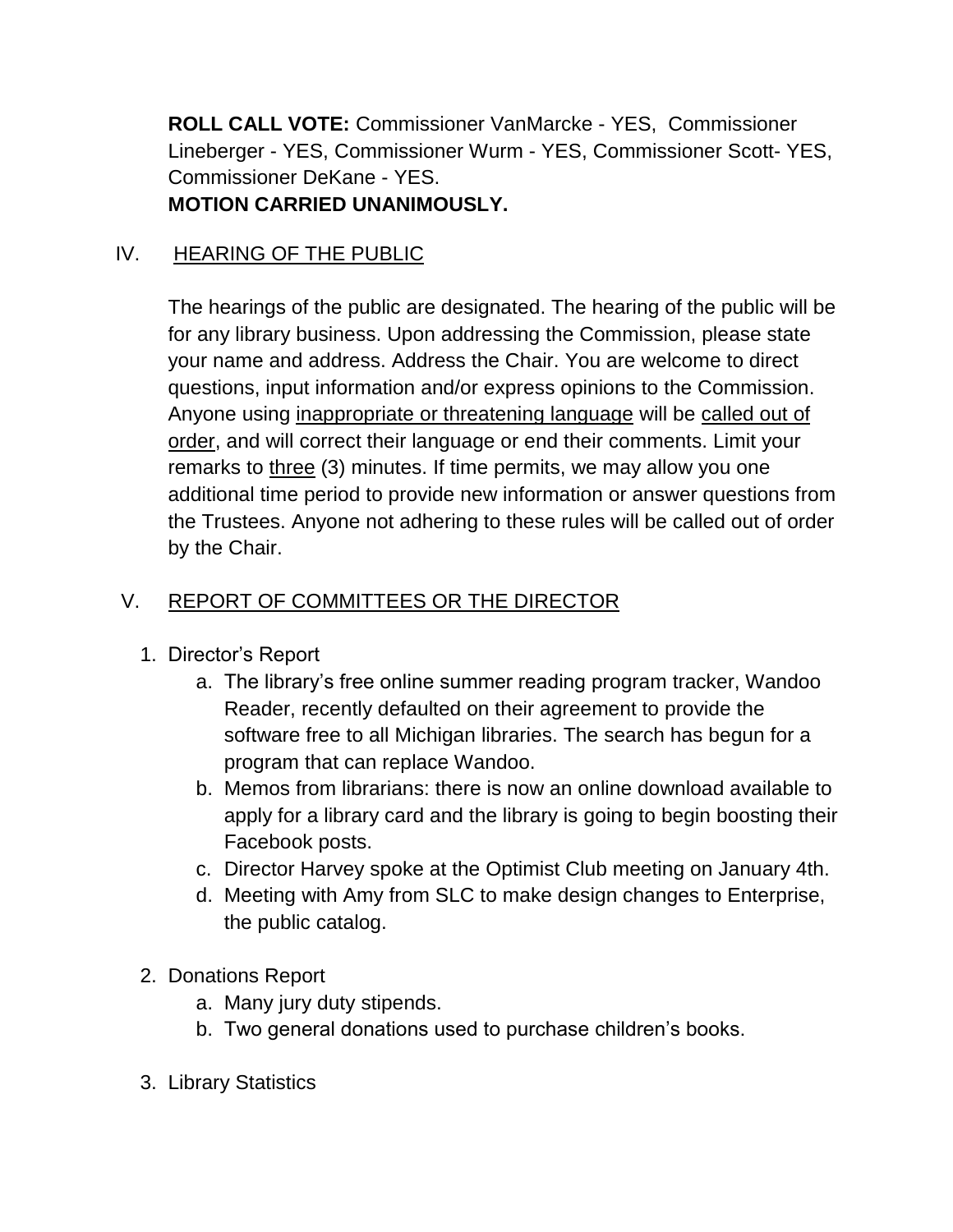**ROLL CALL VOTE:** Commissioner VanMarcke - YES, Commissioner Lineberger - YES, Commissioner Wurm - YES, Commissioner Scott- YES, Commissioner DeKane - YES.
**MOTION CARRIED UNANIMOUSLY.**

## IV. HEARING OF THE PUBLIC

The hearings of the public are designated. The hearing of the public will be for any library business. Upon addressing the Commission, please state your name and address. Address the Chair. You are welcome to direct questions, input information and/or express opinions to the Commission. Anyone using inappropriate or threatening language will be called out of order, and will correct their language or end their comments. Limit your remarks to three (3) minutes. If time permits, we may allow you one additional time period to provide new information or answer questions from the Trustees. Anyone not adhering to these rules will be called out of order by the Chair.

## V. REPORT OF COMMITTEES OR THE DIRECTOR

1. Director's Report
   a. The library's free online summer reading program tracker, Wandoo Reader, recently defaulted on their agreement to provide the software free to all Michigan libraries. The search has begun for a program that can replace Wandoo.
   b. Memos from librarians: there is now an online download available to apply for a library card and the library is going to begin boosting their Facebook posts.
   c. Director Harvey spoke at the Optimist Club meeting on January 4th.
   d. Meeting with Amy from SLC to make design changes to Enterprise, the public catalog.

2. Donations Report
   a. Many jury duty stipends.
   b. Two general donations used to purchase children's books.

3. Library Statistics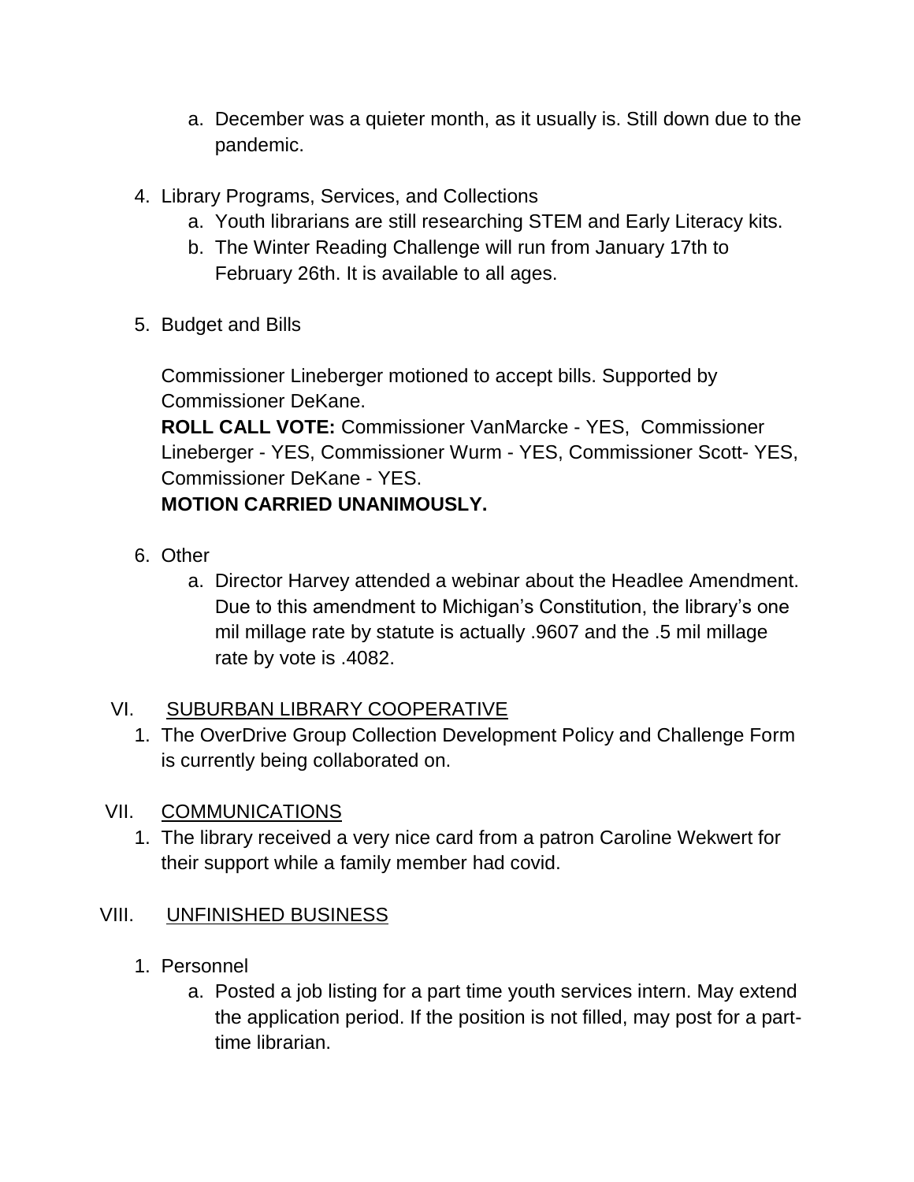a. December was a quieter month, as it usually is. Still down due to the pandemic.

4. Library Programs, Services, and Collections
   a. Youth librarians are still researching STEM and Early Literacy kits.
   b. The Winter Reading Challenge will run from January 17th to February 26th. It is available to all ages.

5. Budget and Bills

   Commissioner Lineberger motioned to accept bills. Supported by Commissioner DeKane.
   **ROLL CALL VOTE:** Commissioner VanMarcke - YES, Commissioner Lineberger - YES, Commissioner Wurm - YES, Commissioner Scott- YES, Commissioner DeKane - YES.
   **MOTION CARRIED UNANIMOUSLY.**

6. Other
   a. Director Harvey attended a webinar about the Headlee Amendment. Due to this amendment to Michigan's Constitution, the library's one mil millage rate by statute is actually .9607 and the .5 mil millage rate by vote is .4082.

## VI. SUBURBAN LIBRARY COOPERATIVE

1. The OverDrive Group Collection Development Policy and Challenge Form is currently being collaborated on.

## VII. COMMUNICATIONS

1. The library received a very nice card from a patron Caroline Wekwert for their support while a family member had covid.

## VIII. UNFINISHED BUSINESS

1. Personnel
   a. Posted a job listing for a part time youth services intern. May extend the application period. If the position is not filled, may post for a part-time librarian.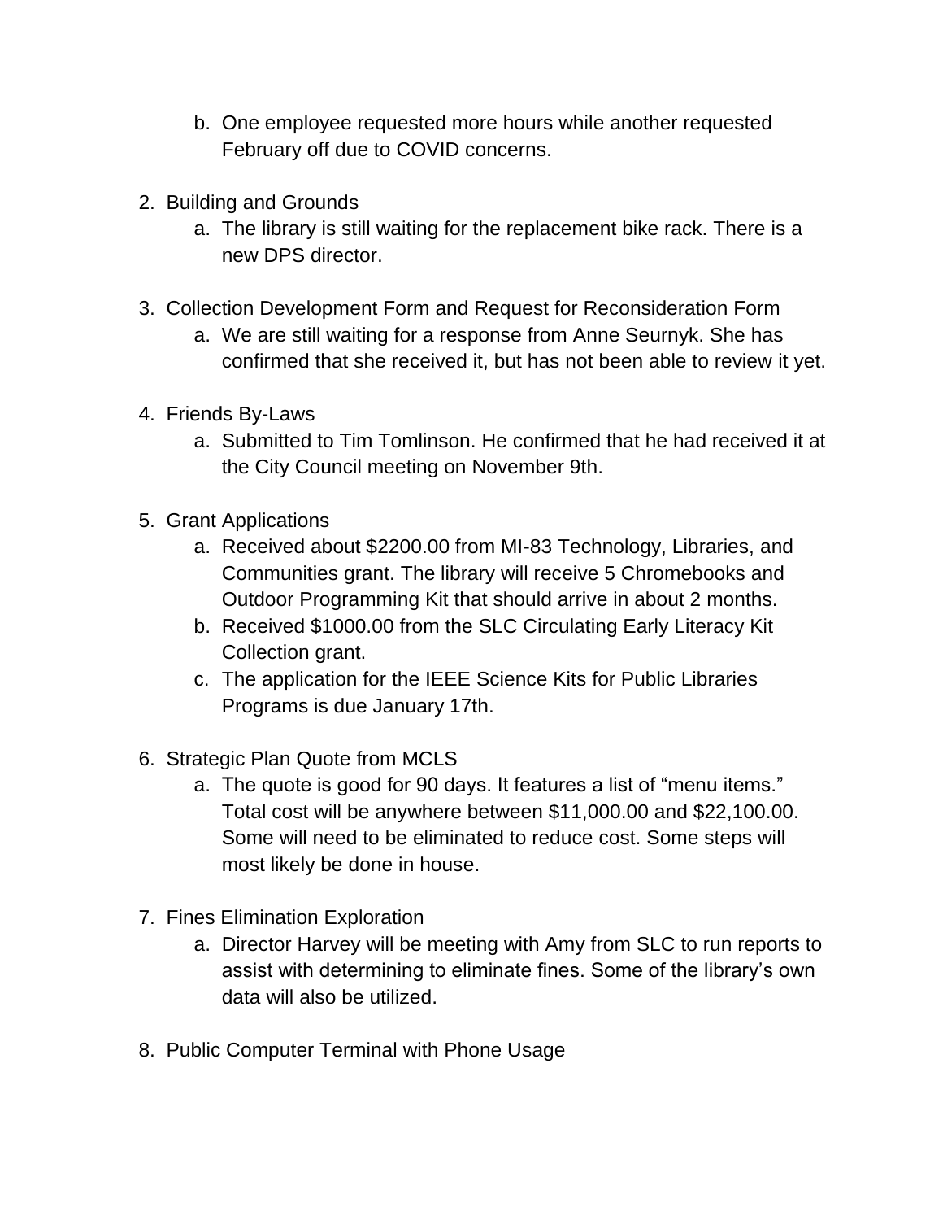b. One employee requested more hours while another requested February off due to COVID concerns.

2. Building and Grounds
   a. The library is still waiting for the replacement bike rack. There is a new DPS director.

3. Collection Development Form and Request for Reconsideration Form
   a. We are still waiting for a response from Anne Seurnyk. She has confirmed that she received it, but has not been able to review it yet.

4. Friends By-Laws
   a. Submitted to Tim Tomlinson. He confirmed that he had received it at the City Council meeting on November 9th.

5. Grant Applications
   a. Received about $2200.00 from MI-83 Technology, Libraries, and Communities grant. The library will receive 5 Chromebooks and Outdoor Programming Kit that should arrive in about 2 months.
   b. Received $1000.00 from the SLC Circulating Early Literacy Kit Collection grant.
   c. The application for the IEEE Science Kits for Public Libraries Programs is due January 17th.

6. Strategic Plan Quote from MCLS
   a. The quote is good for 90 days. It features a list of "menu items." Total cost will be anywhere between $11,000.00 and $22,100.00. Some will need to be eliminated to reduce cost. Some steps will most likely be done in house.

7. Fines Elimination Exploration
   a. Director Harvey will be meeting with Amy from SLC to run reports to assist with determining to eliminate fines. Some of the library's own data will also be utilized.

8. Public Computer Terminal with Phone Usage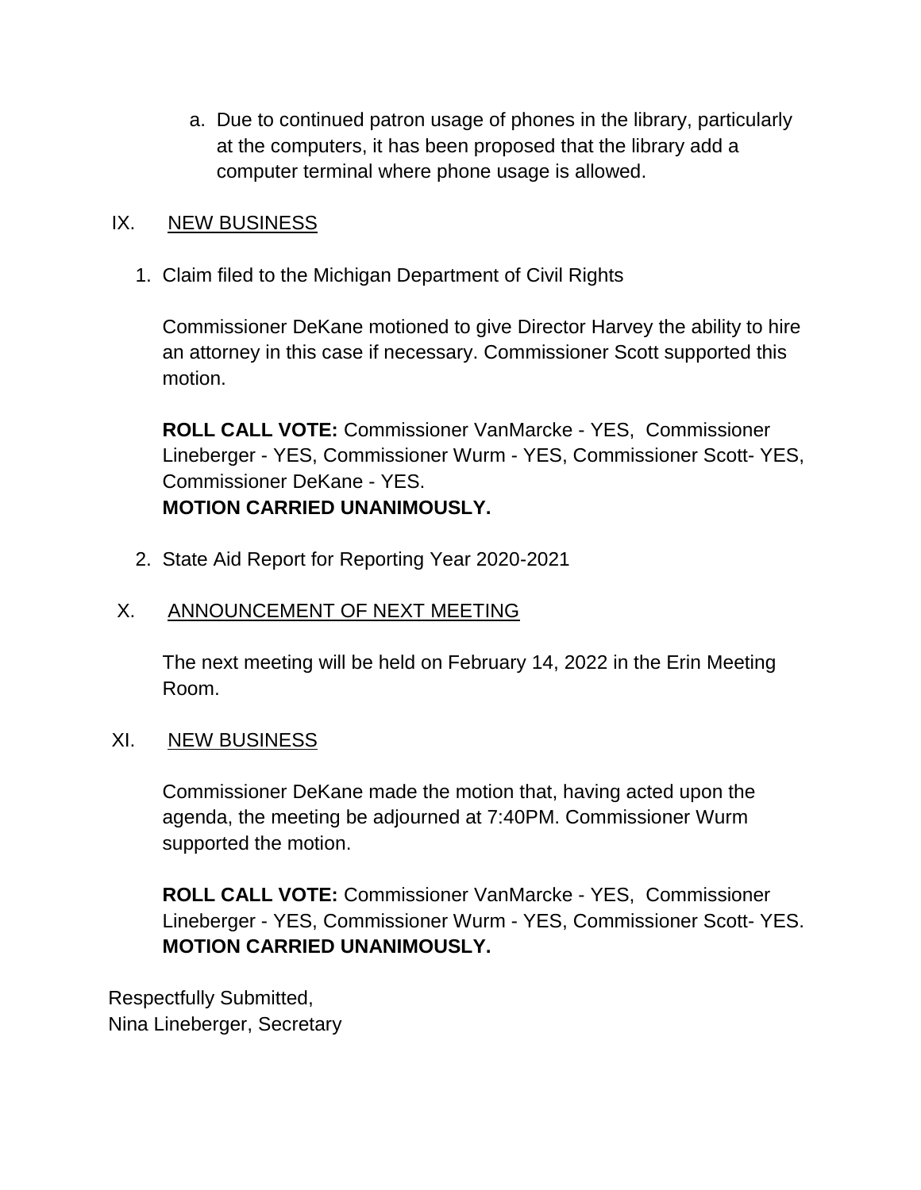a. Due to continued patron usage of phones in the library, particularly at the computers, it has been proposed that the library add a computer terminal where phone usage is allowed.

## IX. <u>NEW BUSINESS</u>

1. Claim filed to the Michigan Department of Civil Rights

   Commissioner DeKane motioned to give Director Harvey the ability to hire an attorney in this case if necessary. Commissioner Scott supported this motion.

   **ROLL CALL VOTE:** Commissioner VanMarcke - YES, Commissioner Lineberger - YES, Commissioner Wurm - YES, Commissioner Scott- YES, Commissioner DeKane - YES.
   **MOTION CARRIED UNANIMOUSLY.**

2. State Aid Report for Reporting Year 2020-2021

## X. <u>ANNOUNCEMENT OF NEXT MEETING</u>

The next meeting will be held on February 14, 2022 in the Erin Meeting Room.

## XI. <u>NEW BUSINESS</u>

Commissioner DeKane made the motion that, having acted upon the agenda, the meeting be adjourned at 7:40PM. Commissioner Wurm supported the motion.

**ROLL CALL VOTE:** Commissioner VanMarcke - YES, Commissioner Lineberger - YES, Commissioner Wurm - YES, Commissioner Scott- YES.
**MOTION CARRIED UNANIMOUSLY.**

Respectfully Submitted,
Nina Lineberger, Secretary